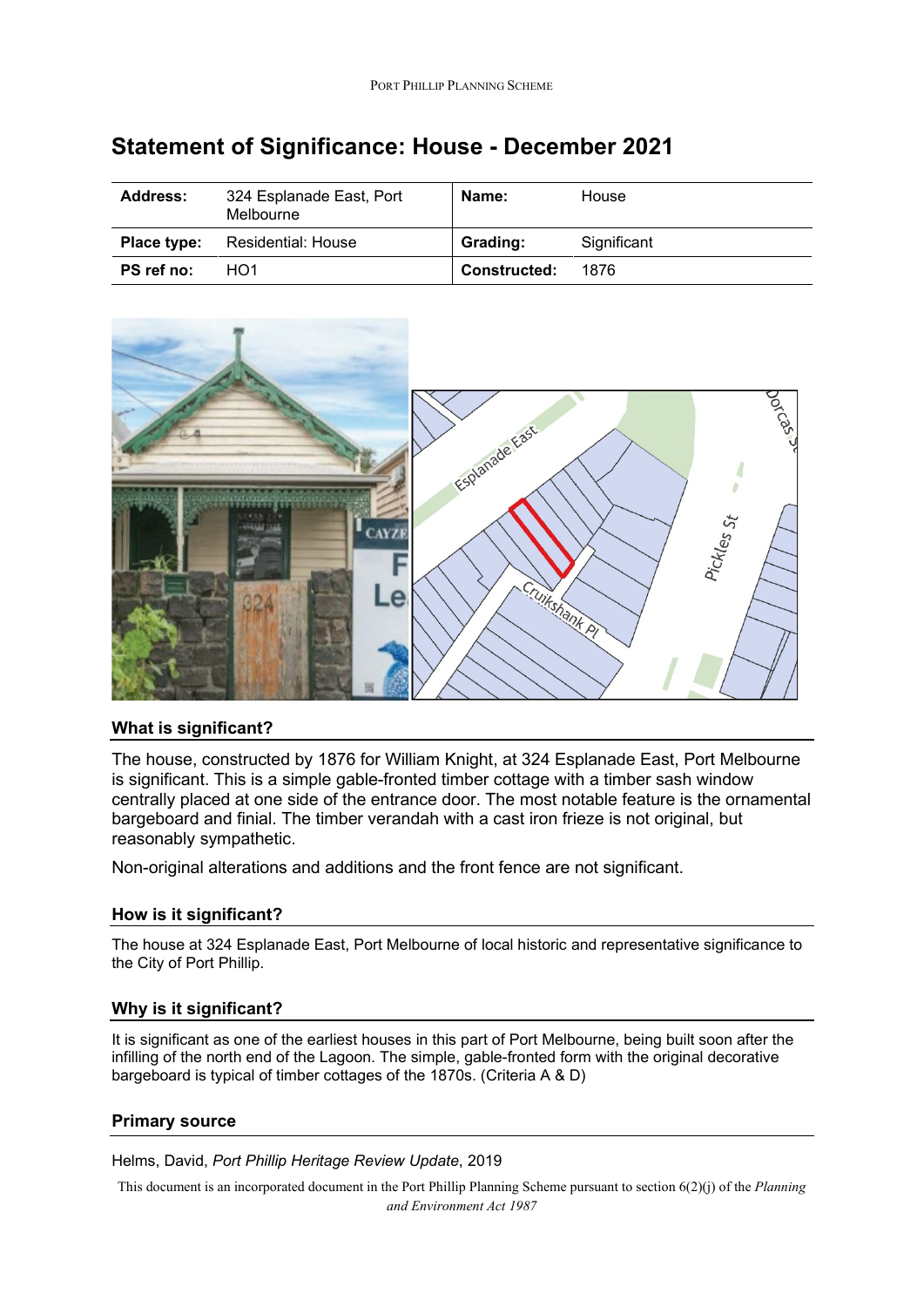# Statement of Significance: House - December 2021

| Address: | 324 Esplanade East, Port Melbourne | Name: | House |
|---|---|---|---|
| Place type: | Residential: House | Grading: | Significant |
| PS ref no: | HO1 | Constructed: | 1876 |

## What is significant?

The house, constructed by 1876 for William Knight, at 324 Esplanade East, Port Melbourne is significant. This is a simple gable-fronted timber cottage with a timber sash window centrally placed at one side of the entrance door. The most notable feature is the ornamental bargeboard and finial. The timber verandah with a cast iron frieze is not original, but reasonably sympathetic.

Non-original alterations and additions and the front fence are not significant.

## How is it significant?

The house at 324 Esplanade East, Port Melbourne of local historic and representative significance to the City of Port Phillip.

## Why is it significant?

It is significant as one of the earliest houses in this part of Port Melbourne, being built soon after the infilling of the north end of the Lagoon. The simple, gable-fronted form with the original decorative bargeboard is typical of timber cottages of the 1870s. (Criteria A & D)

## Primary source

Helms, David, *Port Phillip Heritage Review Update*, 2019

This document is an incorporated document in the Port Phillip Planning Scheme pursuant to section 6(2)(j) of the *Planning and Environment Act 1987*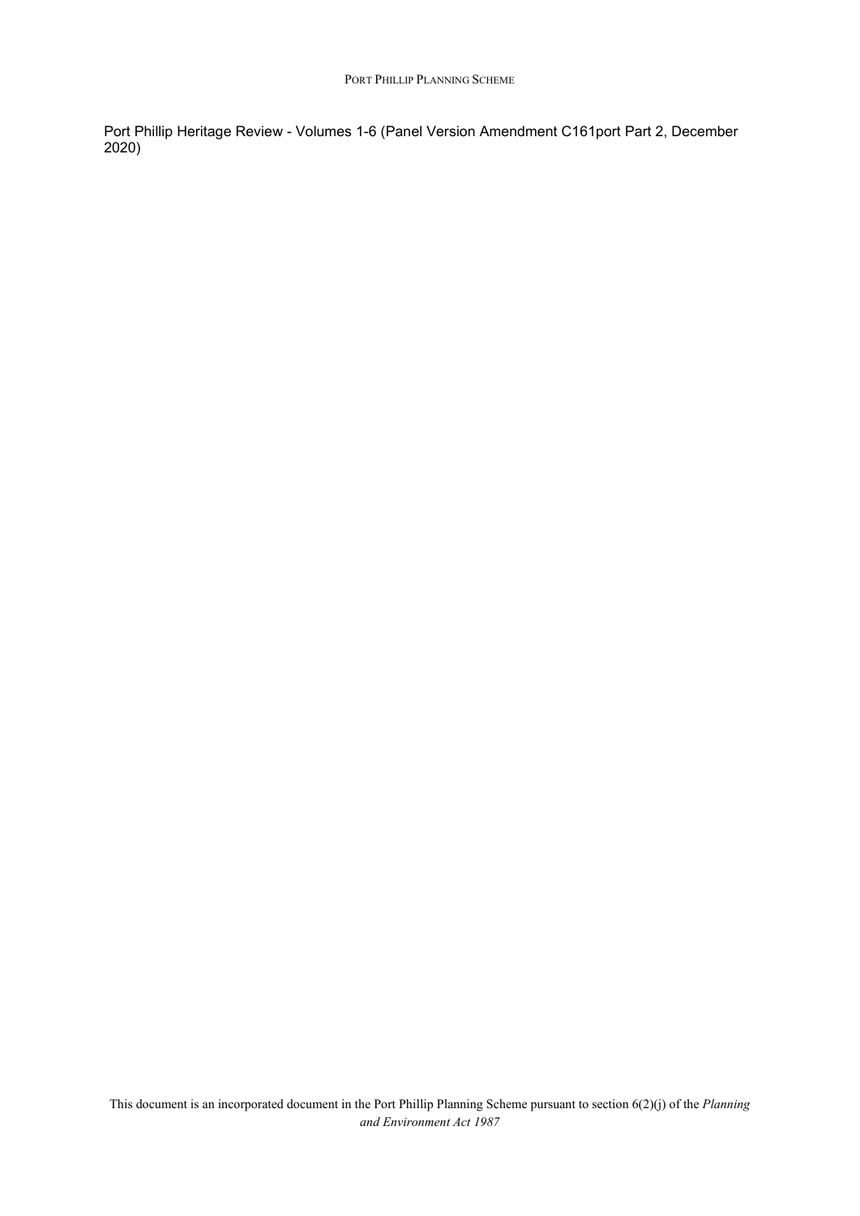Port Phillip Heritage Review - Volumes 1-6 (Panel Version Amendment C161port Part 2, December 2020)

This document is an incorporated document in the Port Phillip Planning Scheme pursuant to section 6(2)(j) of the *Planning and Environment Act 1987*